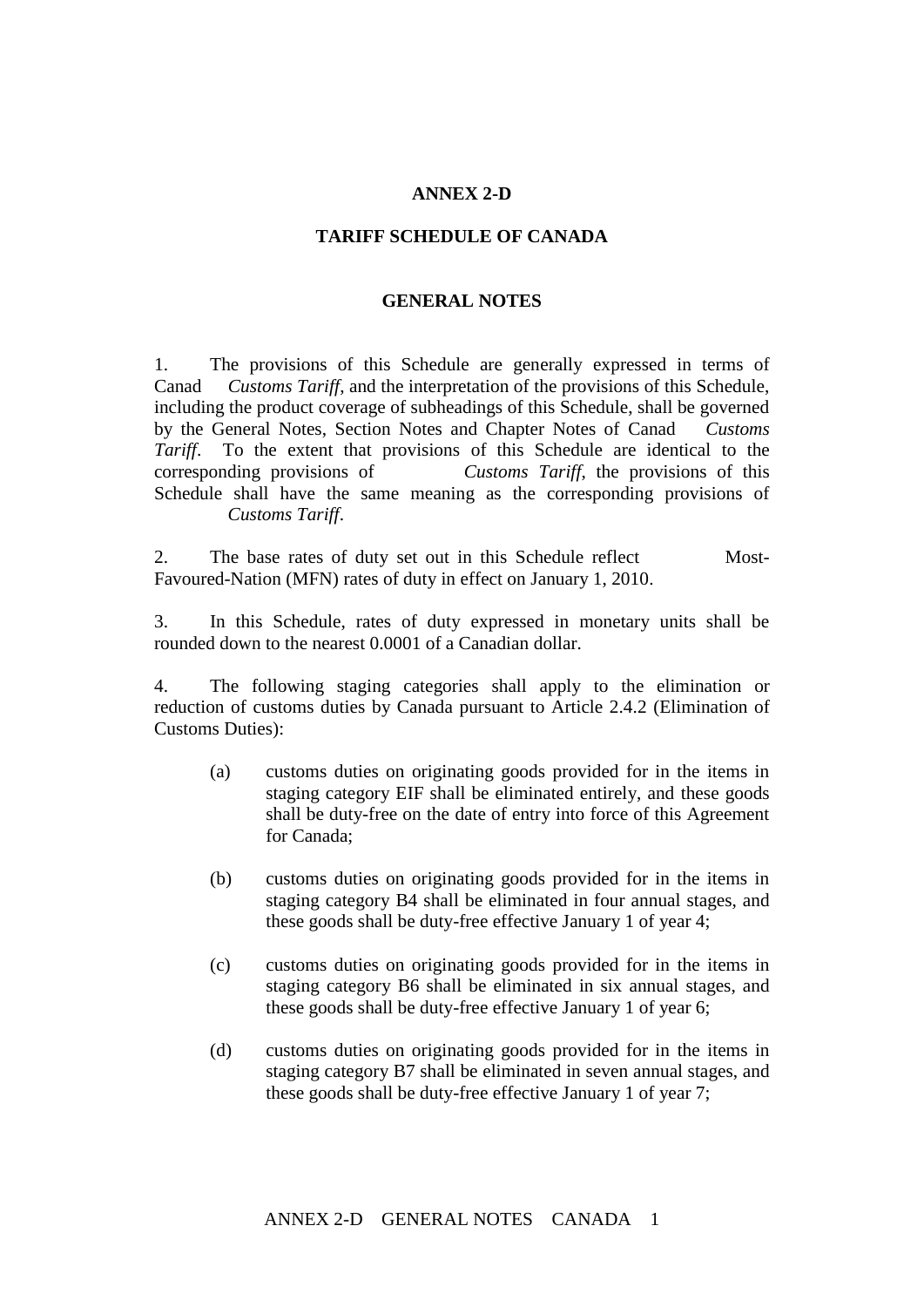**ANNEX 2-D**

**TARIFF SCHEDULE OF CANADA**

**GENERAL NOTES**

1. The provisions of this Schedule are generally expressed in terms of Canad *Customs Tariff*, and the interpretation of the provisions of this Schedule, including the product coverage of subheadings of this Schedule, shall be governed by the General Notes, Section Notes and Chapter Notes of Canad *Customs Tariff*. To the extent that provisions of this Schedule are identical to the corresponding provisions of *Customs Tariff*, the provisions of this Schedule shall have the same meaning as the corresponding provisions of *Customs Tariff*.

2. The base rates of duty set out in this Schedule reflect Most-Favoured-Nation (MFN) rates of duty in effect on January 1, 2010.

3. In this Schedule, rates of duty expressed in monetary units shall be rounded down to the nearest 0.0001 of a Canadian dollar.

4. The following staging categories shall apply to the elimination or reduction of customs duties by Canada pursuant to Article 2.4.2 (Elimination of Customs Duties):

(a) customs duties on originating goods provided for in the items in staging category EIF shall be eliminated entirely, and these goods shall be duty-free on the date of entry into force of this Agreement for Canada;

(b) customs duties on originating goods provided for in the items in staging category B4 shall be eliminated in four annual stages, and these goods shall be duty-free effective January 1 of year 4;

(c) customs duties on originating goods provided for in the items in staging category B6 shall be eliminated in six annual stages, and these goods shall be duty-free effective January 1 of year 6;

(d) customs duties on originating goods provided for in the items in staging category B7 shall be eliminated in seven annual stages, and these goods shall be duty-free effective January 1 of year 7;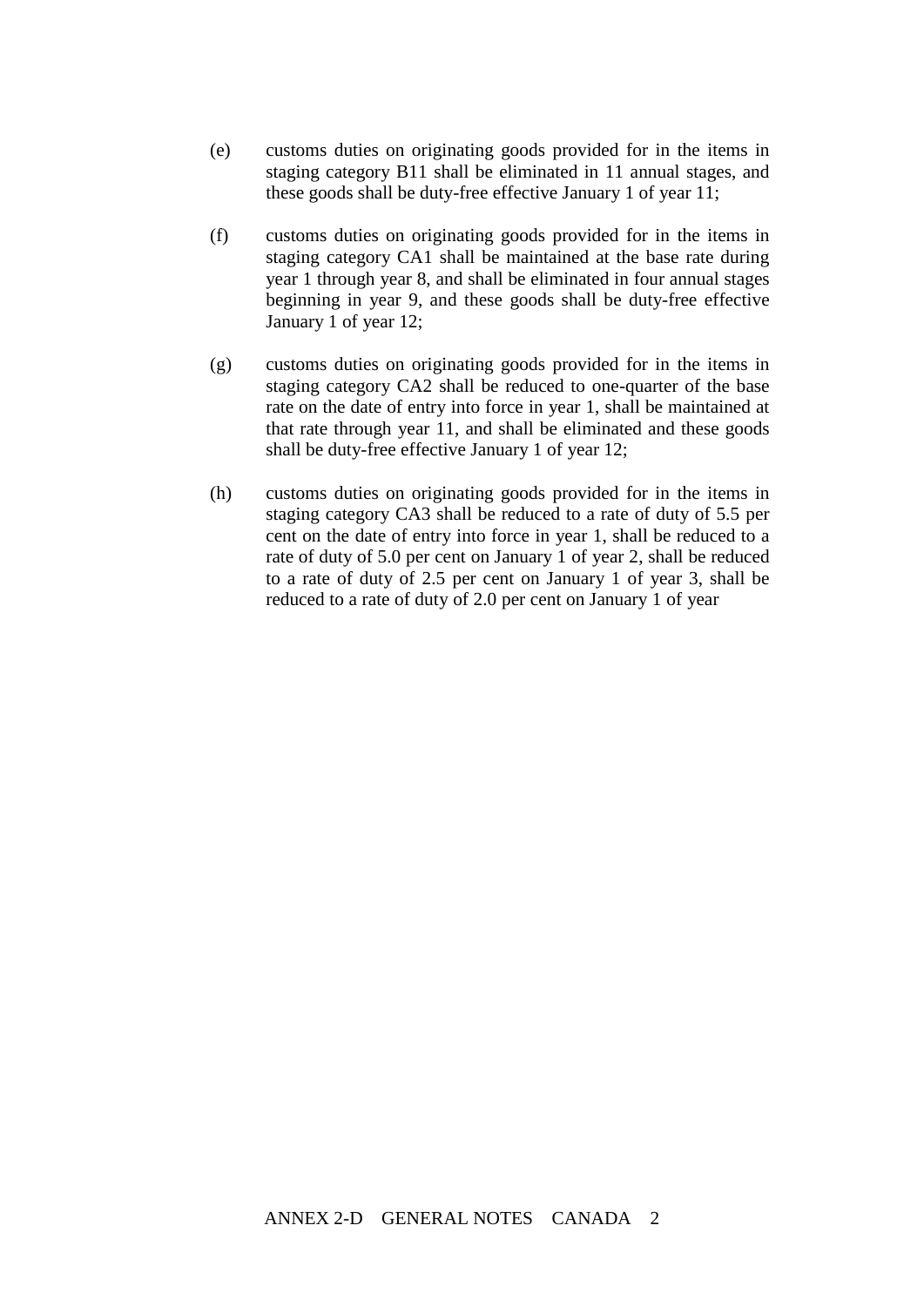(e) customs duties on originating goods provided for in the items in staging category B11 shall be eliminated in 11 annual stages, and these goods shall be duty-free effective January 1 of year 11;

(f) customs duties on originating goods provided for in the items in staging category CA1 shall be maintained at the base rate during year 1 through year 8, and shall be eliminated in four annual stages beginning in year 9, and these goods shall be duty-free effective January 1 of year 12;

(g) customs duties on originating goods provided for in the items in staging category CA2 shall be reduced to one-quarter of the base rate on the date of entry into force in year 1, shall be maintained at that rate through year 11, and shall be eliminated and these goods shall be duty-free effective January 1 of year 12;

(h) customs duties on originating goods provided for in the items in staging category CA3 shall be reduced to a rate of duty of 5.5 per cent on the date of entry into force in year 1, shall be reduced to a rate of duty of 5.0 per cent on January 1 of year 2, shall be reduced to a rate of duty of 2.5 per cent on January 1 of year 3, shall be reduced to a rate of duty of 2.0 per cent on January 1 of year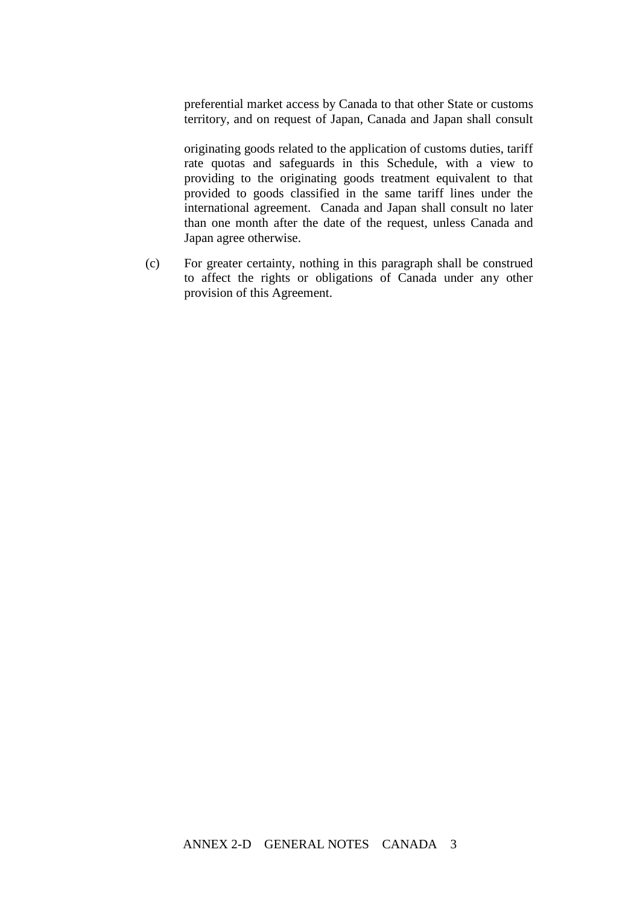preferential market access by Canada to that other State or customs territory, and on request of Japan, Canada and Japan shall consult

originating goods related to the application of customs duties, tariff rate quotas and safeguards in this Schedule, with a view to providing to the originating goods treatment equivalent to that provided to goods classified in the same tariff lines under the international agreement. Canada and Japan shall consult no later than one month after the date of the request, unless Canada and Japan agree otherwise.

(c) For greater certainty, nothing in this paragraph shall be construed to affect the rights or obligations of Canada under any other provision of this Agreement.